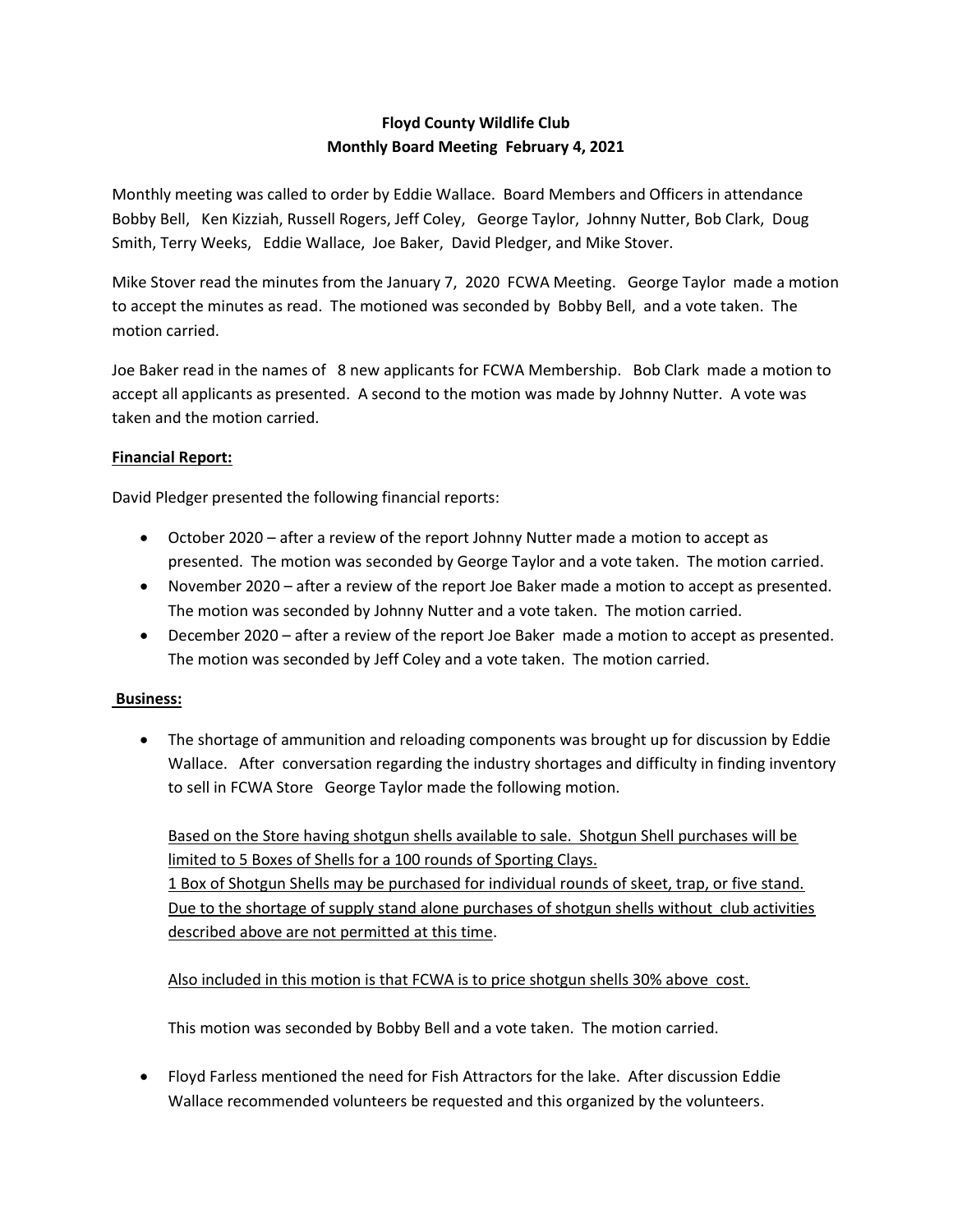**Floyd County Wildlife Club**
**Monthly Board Meeting February 4, 2021**

Monthly meeting was called to order by Eddie Wallace. Board Members and Officers in attendance Bobby Bell, Ken Kizziah, Russell Rogers, Jeff Coley, George Taylor, Johnny Nutter, Bob Clark, Doug Smith, Terry Weeks, Eddie Wallace, Joe Baker, David Pledger, and Mike Stover.

Mike Stover read the minutes from the January 7, 2020 FCWA Meeting. George Taylor made a motion to accept the minutes as read. The motioned was seconded by Bobby Bell, and a vote taken. The motion carried.

Joe Baker read in the names of 8 new applicants for FCWA Membership. Bob Clark made a motion to accept all applicants as presented. A second to the motion was made by Johnny Nutter. A vote was taken and the motion carried.

**Financial Report:**

David Pledger presented the following financial reports:

- October 2020 – after a review of the report Johnny Nutter made a motion to accept as presented. The motion was seconded by George Taylor and a vote taken. The motion carried.
- November 2020 – after a review of the report Joe Baker made a motion to accept as presented. The motion was seconded by Johnny Nutter and a vote taken. The motion carried.
- December 2020 – after a review of the report Joe Baker made a motion to accept as presented. The motion was seconded by Jeff Coley and a vote taken. The motion carried.

**Business:**

- The shortage of ammunition and reloading components was brought up for discussion by Eddie Wallace. After conversation regarding the industry shortages and difficulty in finding inventory to sell in FCWA Store George Taylor made the following motion.

  Based on the Store having shotgun shells available to sale. Shotgun Shell purchases will be limited to 5 Boxes of Shells for a 100 rounds of Sporting Clays.
  1 Box of Shotgun Shells may be purchased for individual rounds of skeet, trap, or five stand. Due to the shortage of supply stand alone purchases of shotgun shells without club activities described above are not permitted at this time.

  Also included in this motion is that FCWA is to price shotgun shells 30% above cost.

  This motion was seconded by Bobby Bell and a vote taken. The motion carried.

- Floyd Farless mentioned the need for Fish Attractors for the lake. After discussion Eddie Wallace recommended volunteers be requested and this organized by the volunteers.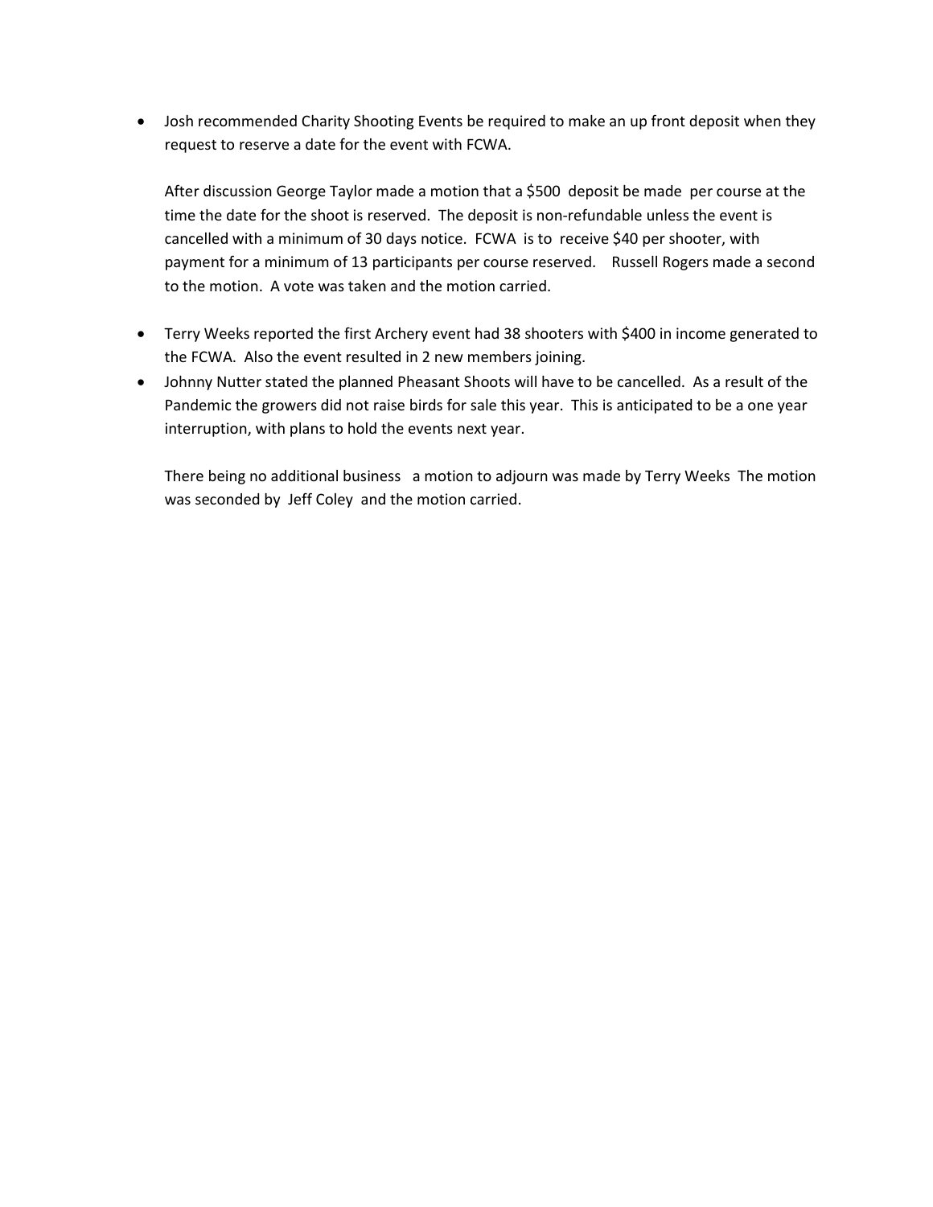- Josh recommended Charity Shooting Events be required to make an up front deposit when they request to reserve a date for the event with FCWA.

  After discussion George Taylor made a motion that a $500 deposit be made per course at the time the date for the shoot is reserved. The deposit is non-refundable unless the event is cancelled with a minimum of 30 days notice. FCWA is to receive $40 per shooter, with payment for a minimum of 13 participants per course reserved. Russell Rogers made a second to the motion. A vote was taken and the motion carried.

- Terry Weeks reported the first Archery event had 38 shooters with $400 in income generated to the FCWA. Also the event resulted in 2 new members joining.
- Johnny Nutter stated the planned Pheasant Shoots will have to be cancelled. As a result of the Pandemic the growers did not raise birds for sale this year. This is anticipated to be a one year interruption, with plans to hold the events next year.

  There being no additional business a motion to adjourn was made by Terry Weeks The motion was seconded by Jeff Coley and the motion carried.